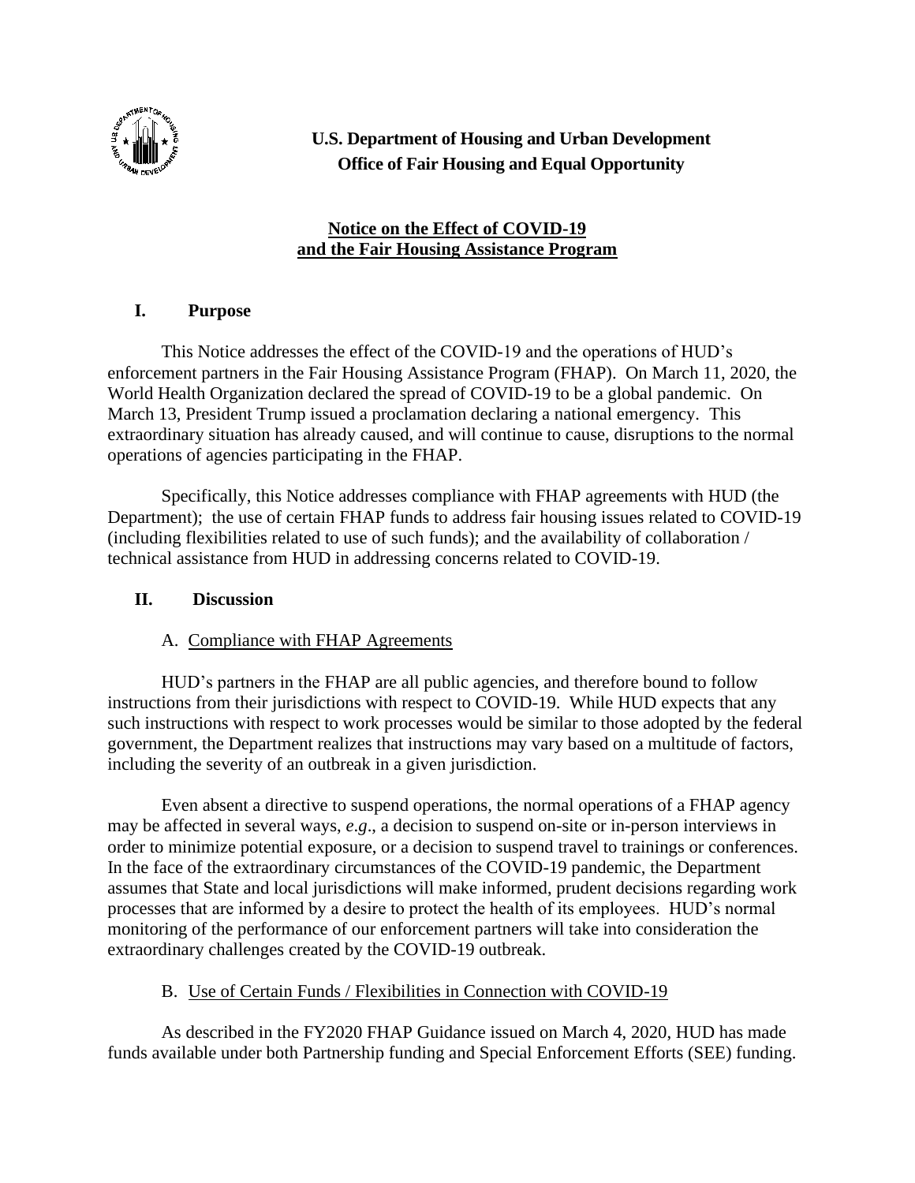**U.S. Department of Housing and Urban Development**
**Office of Fair Housing and Equal Opportunity**

# Notice on the Effect of COVID-19 and the Fair Housing Assistance Program

## I. Purpose

This Notice addresses the effect of the COVID-19 and the operations of HUD's enforcement partners in the Fair Housing Assistance Program (FHAP). On March 11, 2020, the World Health Organization declared the spread of COVID-19 to be a global pandemic. On March 13, President Trump issued a proclamation declaring a national emergency. This extraordinary situation has already caused, and will continue to cause, disruptions to the normal operations of agencies participating in the FHAP.

Specifically, this Notice addresses compliance with FHAP agreements with HUD (the Department); the use of certain FHAP funds to address fair housing issues related to COVID-19 (including flexibilities related to use of such funds); and the availability of collaboration / technical assistance from HUD in addressing concerns related to COVID-19.

## II. Discussion

### A. Compliance with FHAP Agreements

HUD's partners in the FHAP are all public agencies, and therefore bound to follow instructions from their jurisdictions with respect to COVID-19. While HUD expects that any such instructions with respect to work processes would be similar to those adopted by the federal government, the Department realizes that instructions may vary based on a multitude of factors, including the severity of an outbreak in a given jurisdiction.

Even absent a directive to suspend operations, the normal operations of a FHAP agency may be affected in several ways, *e.g*., a decision to suspend on-site or in-person interviews in order to minimize potential exposure, or a decision to suspend travel to trainings or conferences. In the face of the extraordinary circumstances of the COVID-19 pandemic, the Department assumes that State and local jurisdictions will make informed, prudent decisions regarding work processes that are informed by a desire to protect the health of its employees. HUD's normal monitoring of the performance of our enforcement partners will take into consideration the extraordinary challenges created by the COVID-19 outbreak.

### B. Use of Certain Funds / Flexibilities in Connection with COVID-19

As described in the FY2020 FHAP Guidance issued on March 4, 2020, HUD has made funds available under both Partnership funding and Special Enforcement Efforts (SEE) funding.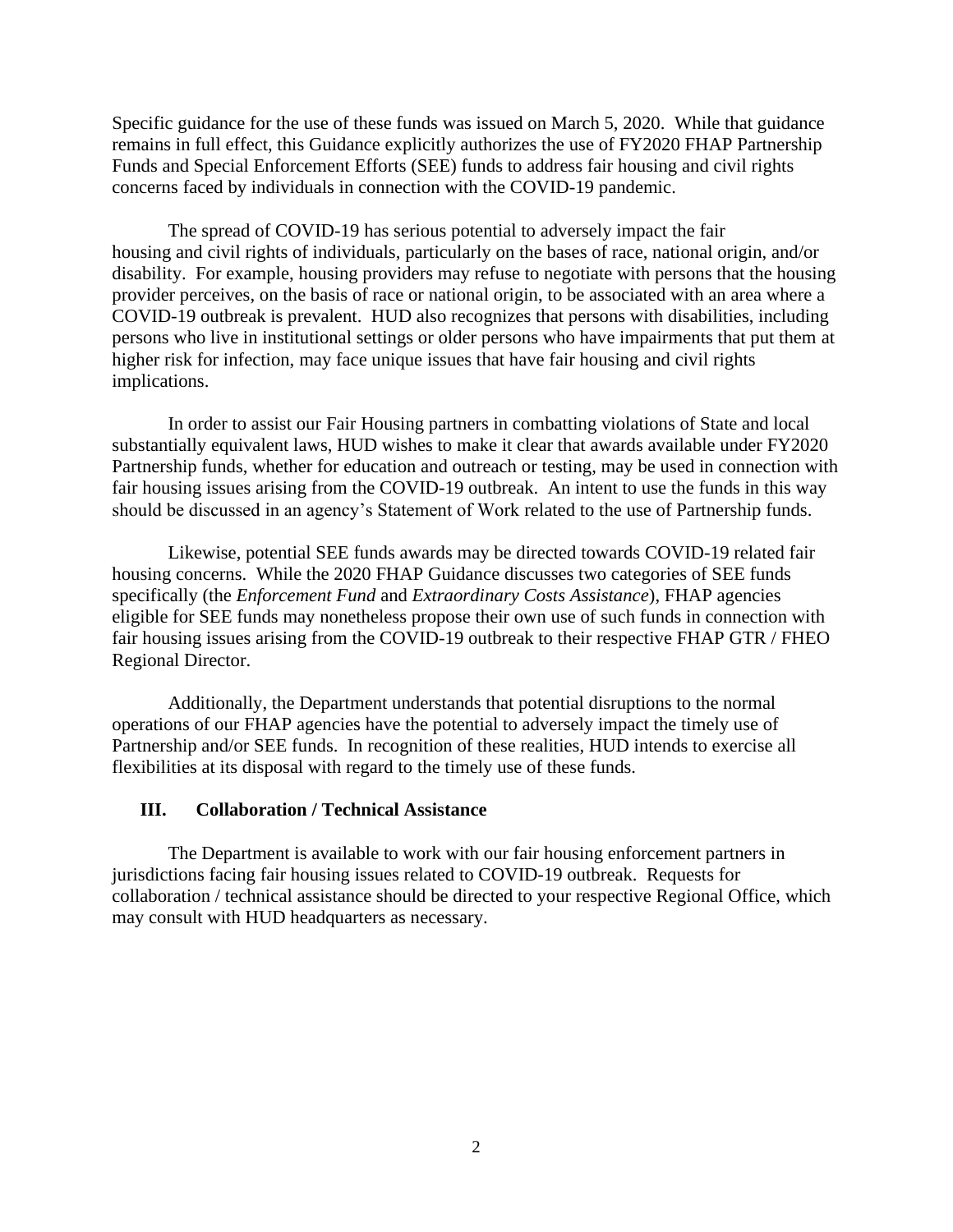Specific guidance for the use of these funds was issued on March 5, 2020. While that guidance remains in full effect, this Guidance explicitly authorizes the use of FY2020 FHAP Partnership Funds and Special Enforcement Efforts (SEE) funds to address fair housing and civil rights concerns faced by individuals in connection with the COVID-19 pandemic.

The spread of COVID-19 has serious potential to adversely impact the fair housing and civil rights of individuals, particularly on the bases of race, national origin, and/or disability. For example, housing providers may refuse to negotiate with persons that the housing provider perceives, on the basis of race or national origin, to be associated with an area where a COVID-19 outbreak is prevalent. HUD also recognizes that persons with disabilities, including persons who live in institutional settings or older persons who have impairments that put them at higher risk for infection, may face unique issues that have fair housing and civil rights implications.

In order to assist our Fair Housing partners in combatting violations of State and local substantially equivalent laws, HUD wishes to make it clear that awards available under FY2020 Partnership funds, whether for education and outreach or testing, may be used in connection with fair housing issues arising from the COVID-19 outbreak. An intent to use the funds in this way should be discussed in an agency's Statement of Work related to the use of Partnership funds.

Likewise, potential SEE funds awards may be directed towards COVID-19 related fair housing concerns. While the 2020 FHAP Guidance discusses two categories of SEE funds specifically (the *Enforcement Fund* and *Extraordinary Costs Assistance*), FHAP agencies eligible for SEE funds may nonetheless propose their own use of such funds in connection with fair housing issues arising from the COVID-19 outbreak to their respective FHAP GTR / FHEO Regional Director.

Additionally, the Department understands that potential disruptions to the normal operations of our FHAP agencies have the potential to adversely impact the timely use of Partnership and/or SEE funds. In recognition of these realities, HUD intends to exercise all flexibilities at its disposal with regard to the timely use of these funds.

## III. Collaboration / Technical Assistance

The Department is available to work with our fair housing enforcement partners in jurisdictions facing fair housing issues related to COVID-19 outbreak. Requests for collaboration / technical assistance should be directed to your respective Regional Office, which may consult with HUD headquarters as necessary.